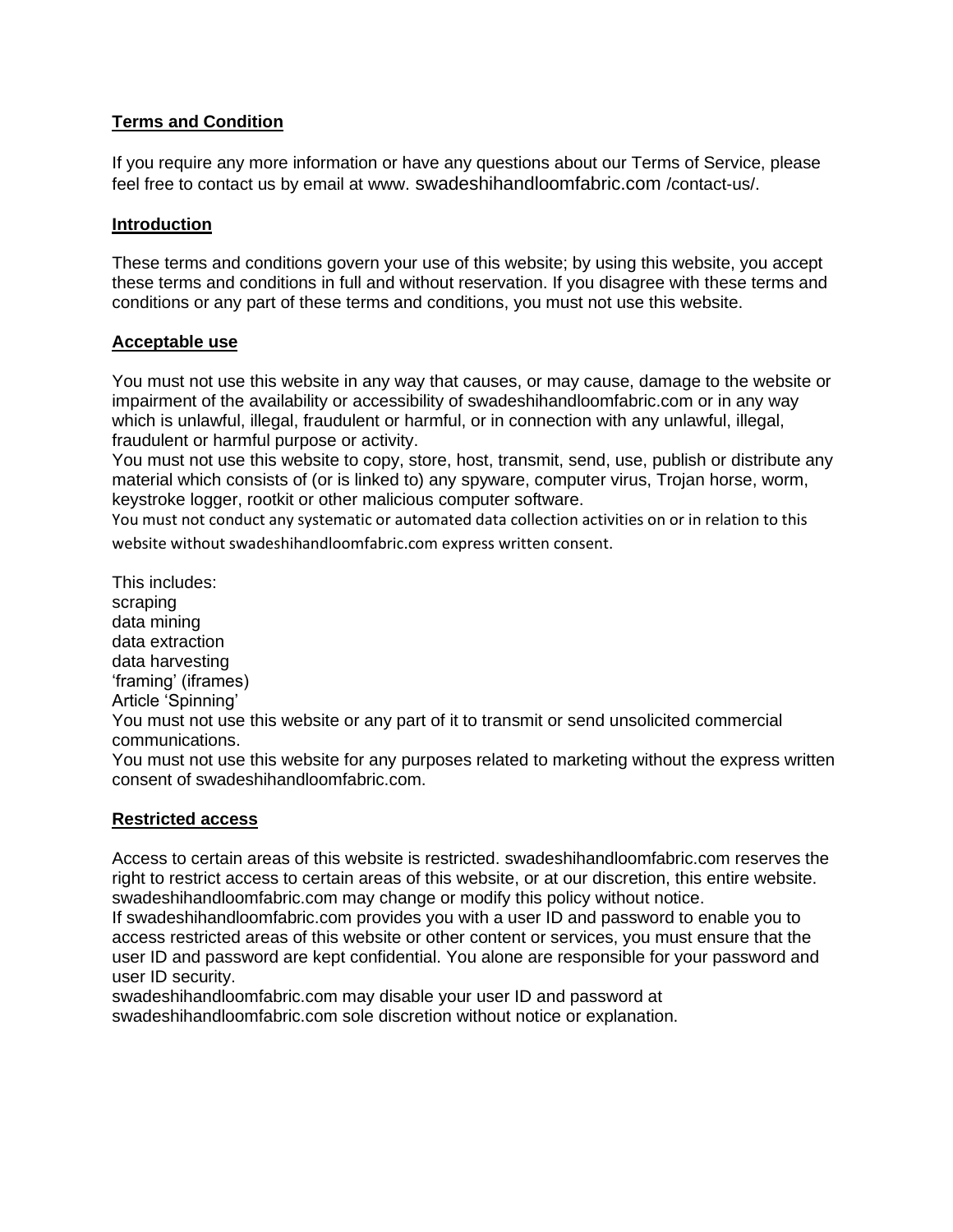## Terms and Condition

If you require any more information or have any questions about our Terms of Service, please feel free to contact us by email at www. swadeshihandloomfabric.com /contact-us/.

## Introduction

These terms and conditions govern your use of this website; by using this website, you accept these terms and conditions in full and without reservation. If you disagree with these terms and conditions or any part of these terms and conditions, you must not use this website.

## Acceptable use

You must not use this website in any way that causes, or may cause, damage to the website or impairment of the availability or accessibility of swadeshihandloomfabric.com or in any way which is unlawful, illegal, fraudulent or harmful, or in connection with any unlawful, illegal, fraudulent or harmful purpose or activity.
You must not use this website to copy, store, host, transmit, send, use, publish or distribute any material which consists of (or is linked to) any spyware, computer virus, Trojan horse, worm, keystroke logger, rootkit or other malicious computer software.
You must not conduct any systematic or automated data collection activities on or in relation to this website without swadeshihandloomfabric.com express written consent.

This includes:
scraping
data mining
data extraction
data harvesting
'framing' (iframes)
Article 'Spinning'
You must not use this website or any part of it to transmit or send unsolicited commercial communications.
You must not use this website for any purposes related to marketing without the express written consent of swadeshihandloomfabric.com.

## Restricted access

Access to certain areas of this website is restricted. swadeshihandloomfabric.com reserves the right to restrict access to certain areas of this website, or at our discretion, this entire website. swadeshihandloomfabric.com may change or modify this policy without notice.
If swadeshihandloomfabric.com provides you with a user ID and password to enable you to access restricted areas of this website or other content or services, you must ensure that the user ID and password are kept confidential. You alone are responsible for your password and user ID security.
swadeshihandloomfabric.com may disable your user ID and password at swadeshihandloomfabric.com sole discretion without notice or explanation.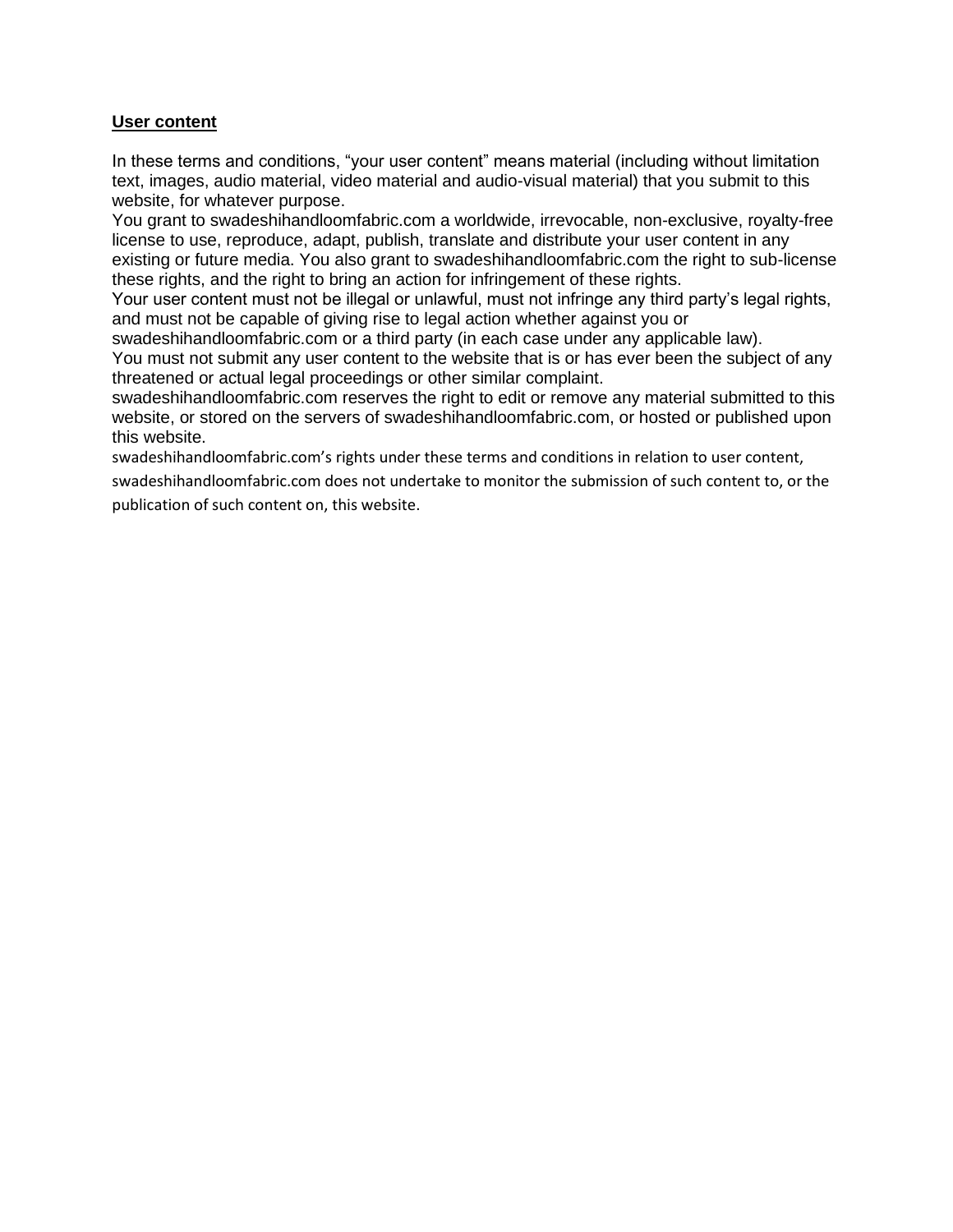## User content

In these terms and conditions, “your user content” means material (including without limitation text, images, audio material, video material and audio-visual material) that you submit to this website, for whatever purpose.

You grant to swadeshihandloomfabric.com a worldwide, irrevocable, non-exclusive, royalty-free license to use, reproduce, adapt, publish, translate and distribute your user content in any existing or future media. You also grant to swadeshihandloomfabric.com the right to sub-license these rights, and the right to bring an action for infringement of these rights.

Your user content must not be illegal or unlawful, must not infringe any third party’s legal rights, and must not be capable of giving rise to legal action whether against you or swadeshihandloomfabric.com or a third party (in each case under any applicable law).

You must not submit any user content to the website that is or has ever been the subject of any threatened or actual legal proceedings or other similar complaint.

swadeshihandloomfabric.com reserves the right to edit or remove any material submitted to this website, or stored on the servers of swadeshihandloomfabric.com, or hosted or published upon this website.

swadeshihandloomfabric.com’s rights under these terms and conditions in relation to user content, swadeshihandloomfabric.com does not undertake to monitor the submission of such content to, or the publication of such content on, this website.